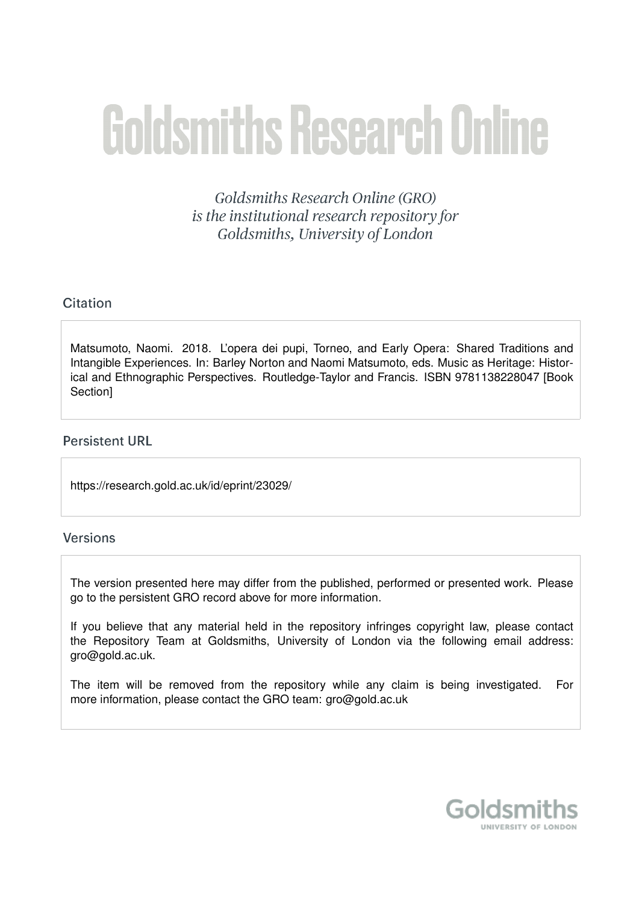# Goldsmiths Research Online

*Goldsmiths Research Online (GRO) is the institutional research repository for Goldsmiths, University of London*

## Citation

Matsumoto, Naomi. 2018. L'opera dei pupi, Torneo, and Early Opera: Shared Traditions and Intangible Experiences. In: Barley Norton and Naomi Matsumoto, eds. Music as Heritage: Historical and Ethnographic Perspectives. Routledge-Taylor and Francis. ISBN 9781138228047 [Book Section]

## Persistent URL

https://research.gold.ac.uk/id/eprint/23029/

## Versions

The version presented here may differ from the published, performed or presented work. Please go to the persistent GRO record above for more information.

If you believe that any material held in the repository infringes copyright law, please contact the Repository Team at Goldsmiths, University of London via the following email address: gro@gold.ac.uk.

The item will be removed from the repository while any claim is being investigated. For more information, please contact the GRO team: gro@gold.ac.uk

Goldsmiths
UNIVERSITY OF LONDON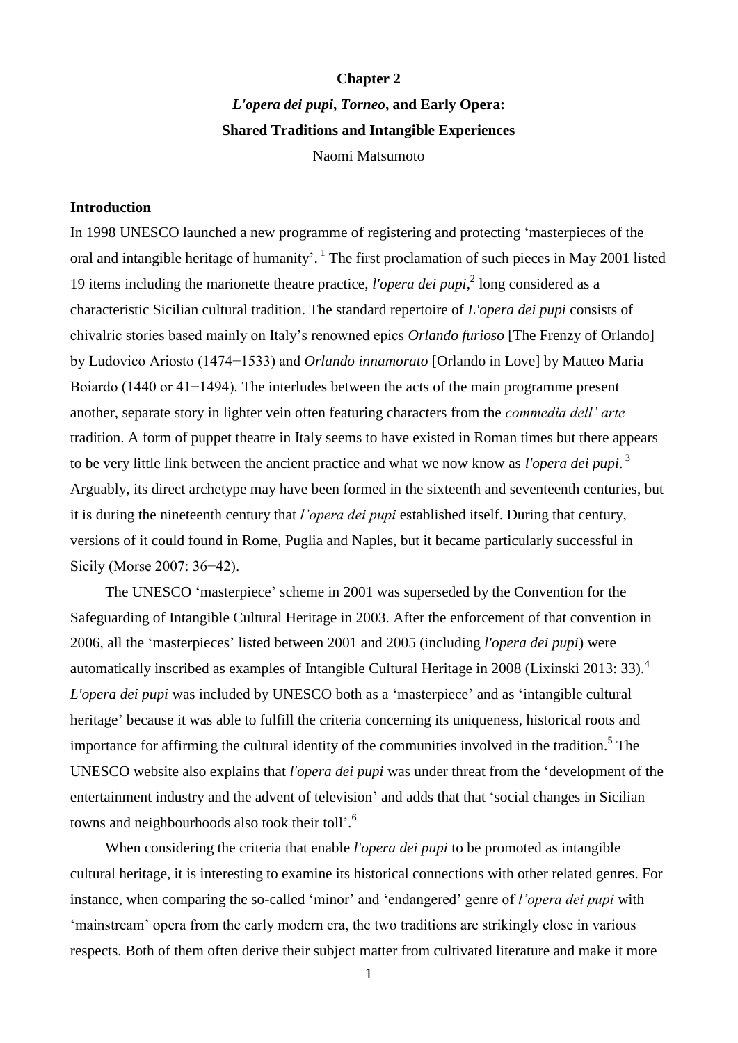**Chapter 2**

## *L'opera dei pupi*, *Torneo*, and Early Opera: Shared Traditions and Intangible Experiences

Naomi Matsumoto

### Introduction

In 1998 UNESCO launched a new programme of registering and protecting 'masterpieces of the oral and intangible heritage of humanity'. [1] The first proclamation of such pieces in May 2001 listed 19 items including the marionette theatre practice, *l'opera dei pupi*,[2] long considered as a characteristic Sicilian cultural tradition. The standard repertoire of *L'opera dei pupi* consists of chivalric stories based mainly on Italy's renowned epics *Orlando furioso* [The Frenzy of Orlando] by Ludovico Ariosto (1474−1533) and *Orlando innamorato* [Orlando in Love] by Matteo Maria Boiardo (1440 or 41−1494). The interludes between the acts of the main programme present another, separate story in lighter vein often featuring characters from the *commedia dell' arte* tradition. A form of puppet theatre in Italy seems to have existed in Roman times but there appears to be very little link between the ancient practice and what we now know as *l'opera dei pupi*. [3] Arguably, its direct archetype may have been formed in the sixteenth and seventeenth centuries, but it is during the nineteenth century that *l'opera dei pupi* established itself. During that century, versions of it could found in Rome, Puglia and Naples, but it became particularly successful in Sicily (Morse 2007: 36−42).

The UNESCO 'masterpiece' scheme in 2001 was superseded by the Convention for the Safeguarding of Intangible Cultural Heritage in 2003. After the enforcement of that convention in 2006, all the 'masterpieces' listed between 2001 and 2005 (including *l'opera dei pupi*) were automatically inscribed as examples of Intangible Cultural Heritage in 2008 (Lixinski 2013: 33).[4] *L'opera dei pupi* was included by UNESCO both as a 'masterpiece' and as 'intangible cultural heritage' because it was able to fulfill the criteria concerning its uniqueness, historical roots and importance for affirming the cultural identity of the communities involved in the tradition.[5] The UNESCO website also explains that *l'opera dei pupi* was under threat from the 'development of the entertainment industry and the advent of television' and adds that that 'social changes in Sicilian towns and neighbourhoods also took their toll'.[6]

When considering the criteria that enable *l'opera dei pupi* to be promoted as intangible cultural heritage, it is interesting to examine its historical connections with other related genres. For instance, when comparing the so-called 'minor' and 'endangered' genre of *l'opera dei pupi* with 'mainstream' opera from the early modern era, the two traditions are strikingly close in various respects. Both of them often derive their subject matter from cultivated literature and make it more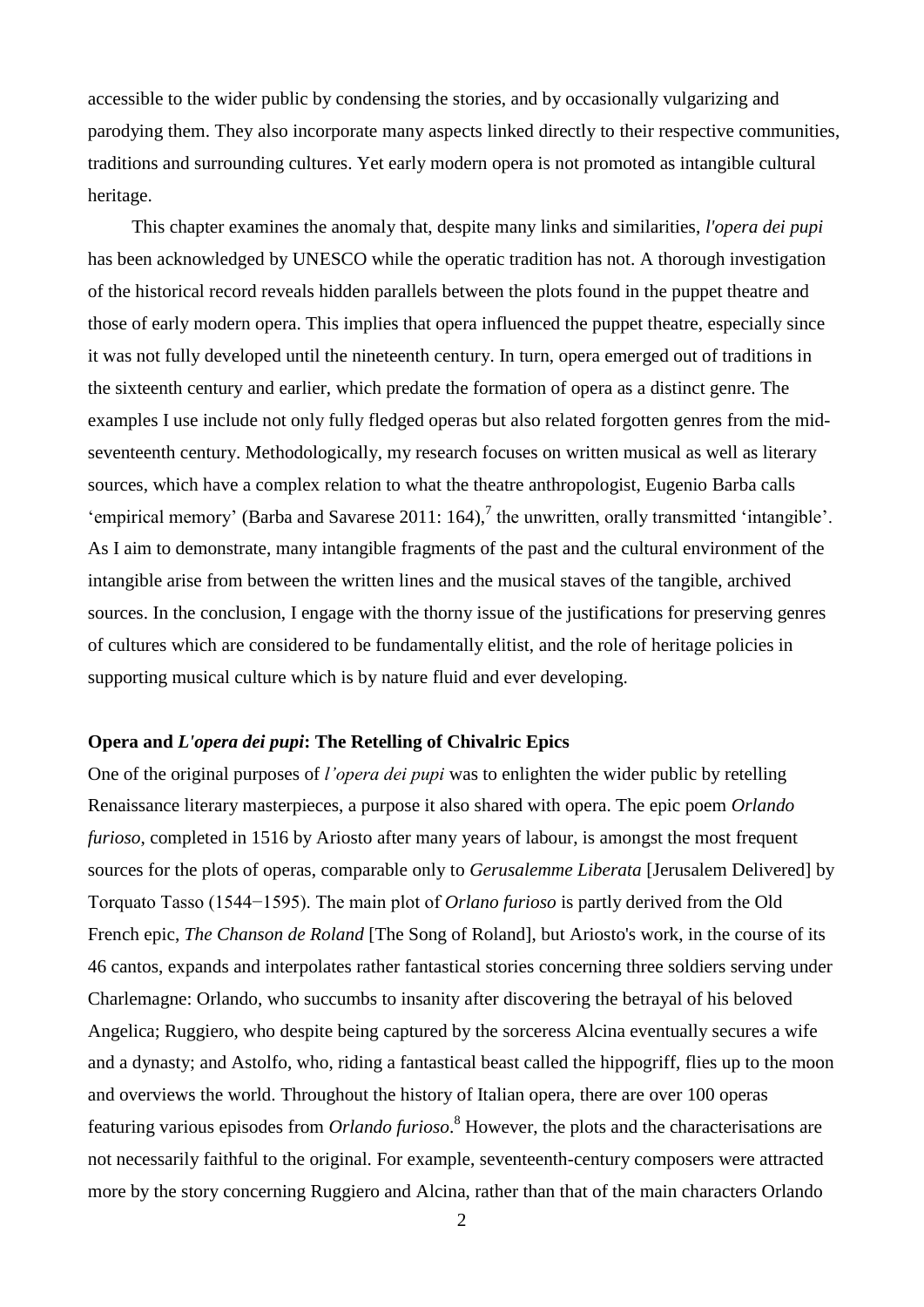accessible to the wider public by condensing the stories, and by occasionally vulgarizing and parodying them. They also incorporate many aspects linked directly to their respective communities, traditions and surrounding cultures. Yet early modern opera is not promoted as intangible cultural heritage.

This chapter examines the anomaly that, despite many links and similarities, *l'opera dei pupi* has been acknowledged by UNESCO while the operatic tradition has not. A thorough investigation of the historical record reveals hidden parallels between the plots found in the puppet theatre and those of early modern opera. This implies that opera influenced the puppet theatre, especially since it was not fully developed until the nineteenth century. In turn, opera emerged out of traditions in the sixteenth century and earlier, which predate the formation of opera as a distinct genre. The examples I use include not only fully fledged operas but also related forgotten genres from the mid-seventeenth century. Methodologically, my research focuses on written musical as well as literary sources, which have a complex relation to what the theatre anthropologist, Eugenio Barba calls 'empirical memory' (Barba and Savarese 2011: 164),[7] the unwritten, orally transmitted 'intangible'. As I aim to demonstrate, many intangible fragments of the past and the cultural environment of the intangible arise from between the written lines and the musical staves of the tangible, archived sources. In the conclusion, I engage with the thorny issue of the justifications for preserving genres of cultures which are considered to be fundamentally elitist, and the role of heritage policies in supporting musical culture which is by nature fluid and ever developing.

## Opera and *L'opera dei pupi*: The Retelling of Chivalric Epics

One of the original purposes of *l'opera dei pupi* was to enlighten the wider public by retelling Renaissance literary masterpieces, a purpose it also shared with opera. The epic poem *Orlando furioso*, completed in 1516 by Ariosto after many years of labour, is amongst the most frequent sources for the plots of operas, comparable only to *Gerusalemme Liberata* [Jerusalem Delivered] by Torquato Tasso (1544−1595). The main plot of *Orlano furioso* is partly derived from the Old French epic, *The Chanson de Roland* [The Song of Roland], but Ariosto's work, in the course of its 46 cantos, expands and interpolates rather fantastical stories concerning three soldiers serving under Charlemagne: Orlando, who succumbs to insanity after discovering the betrayal of his beloved Angelica; Ruggiero, who despite being captured by the sorceress Alcina eventually secures a wife and a dynasty; and Astolfo, who, riding a fantastical beast called the hippogriff, flies up to the moon and overviews the world. Throughout the history of Italian opera, there are over 100 operas featuring various episodes from *Orlando furioso*.[8] However, the plots and the characterisations are not necessarily faithful to the original. For example, seventeenth-century composers were attracted more by the story concerning Ruggiero and Alcina, rather than that of the main characters Orlando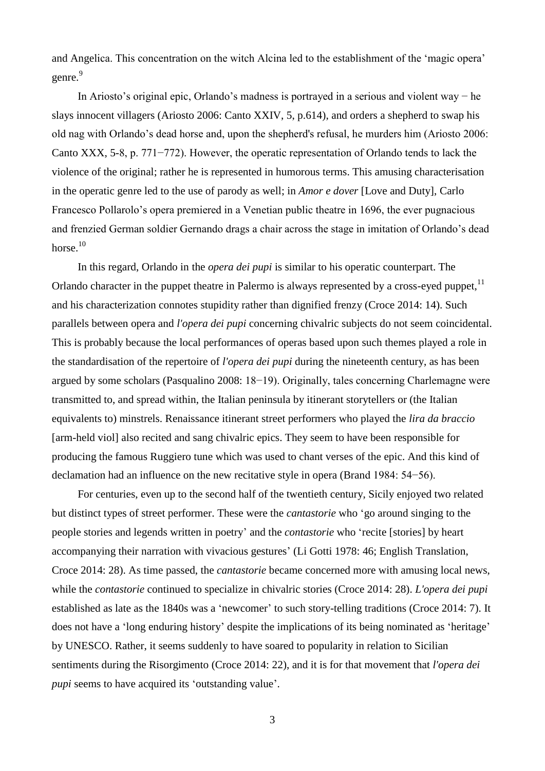and Angelica. This concentration on the witch Alcina led to the establishment of the 'magic opera' genre.[9]

In Ariosto's original epic, Orlando's madness is portrayed in a serious and violent way − he slays innocent villagers (Ariosto 2006: Canto XXIV, 5, p.614), and orders a shepherd to swap his old nag with Orlando's dead horse and, upon the shepherd's refusal, he murders him (Ariosto 2006: Canto XXX, 5-8, p. 771−772). However, the operatic representation of Orlando tends to lack the violence of the original; rather he is represented in humorous terms. This amusing characterisation in the operatic genre led to the use of parody as well; in *Amor e dover* [Love and Duty], Carlo Francesco Pollarolo's opera premiered in a Venetian public theatre in 1696, the ever pugnacious and frenzied German soldier Gernando drags a chair across the stage in imitation of Orlando's dead horse.[10]

In this regard, Orlando in the *opera dei pupi* is similar to his operatic counterpart. The Orlando character in the puppet theatre in Palermo is always represented by a cross-eyed puppet,[11] and his characterization connotes stupidity rather than dignified frenzy (Croce 2014: 14). Such parallels between opera and *l'opera dei pupi* concerning chivalric subjects do not seem coincidental. This is probably because the local performances of operas based upon such themes played a role in the standardisation of the repertoire of *l'opera dei pupi* during the nineteenth century, as has been argued by some scholars (Pasqualino 2008: 18−19). Originally, tales concerning Charlemagne were transmitted to, and spread within, the Italian peninsula by itinerant storytellers or (the Italian equivalents to) minstrels. Renaissance itinerant street performers who played the *lira da braccio* [arm-held viol] also recited and sang chivalric epics. They seem to have been responsible for producing the famous Ruggiero tune which was used to chant verses of the epic. And this kind of declamation had an influence on the new recitative style in opera (Brand 1984: 54−56).

For centuries, even up to the second half of the twentieth century, Sicily enjoyed two related but distinct types of street performer. These were the *cantastorie* who 'go around singing to the people stories and legends written in poetry' and the *contastorie* who 'recite [stories] by heart accompanying their narration with vivacious gestures' (Li Gotti 1978: 46; English Translation, Croce 2014: 28). As time passed, the *cantastorie* became concerned more with amusing local news, while the *contastorie* continued to specialize in chivalric stories (Croce 2014: 28). *L'opera dei pupi* established as late as the 1840s was a 'newcomer' to such story-telling traditions (Croce 2014: 7). It does not have a 'long enduring history' despite the implications of its being nominated as 'heritage' by UNESCO. Rather, it seems suddenly to have soared to popularity in relation to Sicilian sentiments during the Risorgimento (Croce 2014: 22), and it is for that movement that *l'opera dei pupi* seems to have acquired its 'outstanding value'.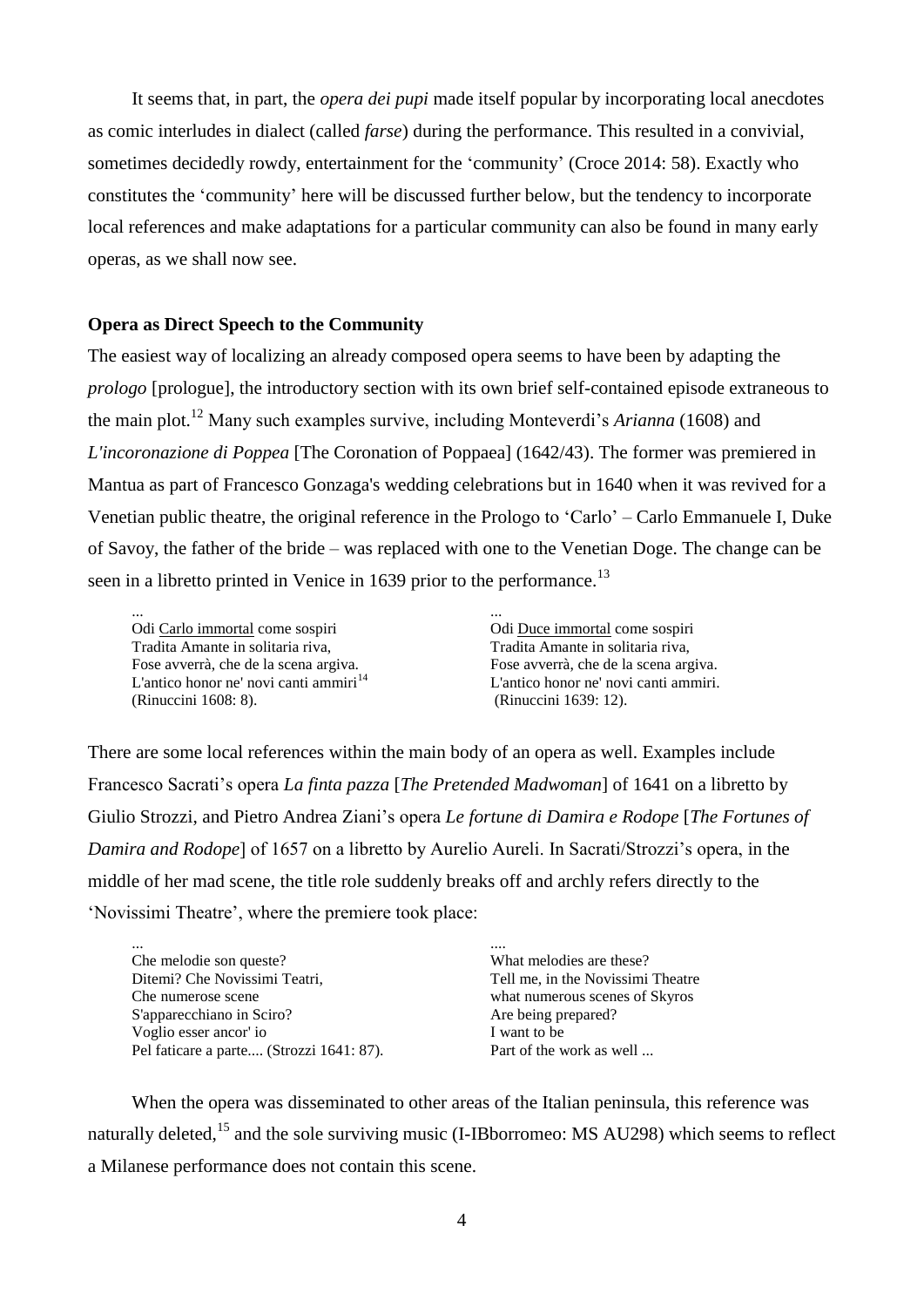It seems that, in part, the *opera dei pupi* made itself popular by incorporating local anecdotes as comic interludes in dialect (called *farse*) during the performance. This resulted in a convivial, sometimes decidedly rowdy, entertainment for the 'community' (Croce 2014: 58). Exactly who constitutes the 'community' here will be discussed further below, but the tendency to incorporate local references and make adaptations for a particular community can also be found in many early operas, as we shall now see.

**Opera as Direct Speech to the Community**

The easiest way of localizing an already composed opera seems to have been by adapting the *prologo* [prologue], the introductory section with its own brief self-contained episode extraneous to the main plot.[12] Many such examples survive, including Monteverdi's *Arianna* (1608) and *L'incoronazione di Poppea* [The Coronation of Poppaea] (1642/43). The former was premiered in Mantua as part of Francesco Gonzaga's wedding celebrations but in 1640 when it was revived for a Venetian public theatre, the original reference in the Prologo to 'Carlo' – Carlo Emmanuele I, Duke of Savoy, the father of the bride – was replaced with one to the Venetian Doge. The change can be seen in a libretto printed in Venice in 1639 prior to the performance.[13]

| | |
|---|---|
| ... | ... |
| Odi <u>Carlo immortal</u> come sospiri | Odi <u>Duce immortal</u> come sospiri |
| Tradita Amante in solitaria riva, | Tradita Amante in solitaria riva, |
| Fose avverrà, che de la scena argiva. | Fose avverrà, che de la scena argiva. |
| L'antico honor ne' novi canti ammiri[14] | L'antico honor ne' novi canti ammiri. |
| (Rinuccini 1608: 8). | (Rinuccini 1639: 12). |

There are some local references within the main body of an opera as well. Examples include Francesco Sacrati's opera *La finta pazza* [*The Pretended Madwoman*] of 1641 on a libretto by Giulio Strozzi, and Pietro Andrea Ziani's opera *Le fortune di Damira e Rodope* [*The Fortunes of Damira and Rodope*] of 1657 on a libretto by Aurelio Aureli. In Sacrati/Strozzi's opera, in the middle of her mad scene, the title role suddenly breaks off and archly refers directly to the 'Novissimi Theatre', where the premiere took place:

| | |
|---|---|
| ... | .... |
| Che melodie son queste? | What melodies are these? |
| Ditemi? Che Novissimi Teatri, | Tell me, in the Novissimi Theatre |
| Che numerose scene | what numerous scenes of Skyros |
| S'apparecchiano in Sciro? | Are being prepared? |
| Voglio esser ancor' io | I want to be |
| Pel faticare a parte.... (Strozzi 1641: 87). | Part of the work as well ... |

When the opera was disseminated to other areas of the Italian peninsula, this reference was naturally deleted,[15] and the sole surviving music (I-IBborromeo: MS AU298) which seems to reflect a Milanese performance does not contain this scene.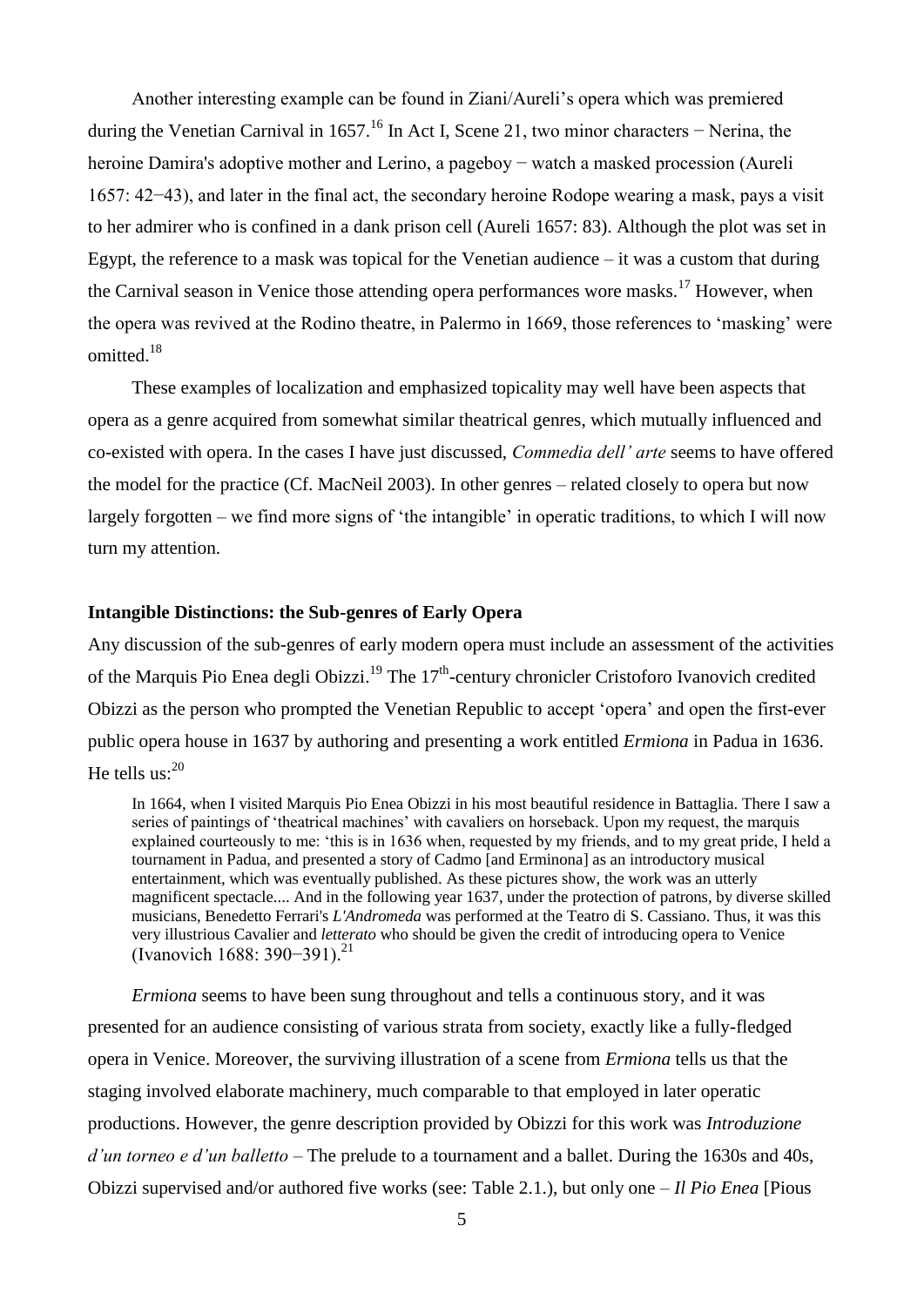Another interesting example can be found in Ziani/Aureli's opera which was premiered during the Venetian Carnival in 1657.[16] In Act I, Scene 21, two minor characters − Nerina, the heroine Damira's adoptive mother and Lerino, a pageboy − watch a masked procession (Aureli 1657: 42−43), and later in the final act, the secondary heroine Rodope wearing a mask, pays a visit to her admirer who is confined in a dank prison cell (Aureli 1657: 83). Although the plot was set in Egypt, the reference to a mask was topical for the Venetian audience – it was a custom that during the Carnival season in Venice those attending opera performances wore masks.[17] However, when the opera was revived at the Rodino theatre, in Palermo in 1669, those references to 'masking' were omitted.[18]

These examples of localization and emphasized topicality may well have been aspects that opera as a genre acquired from somewhat similar theatrical genres, which mutually influenced and co-existed with opera. In the cases I have just discussed, *Commedia dell' arte* seems to have offered the model for the practice (Cf. MacNeil 2003). In other genres – related closely to opera but now largely forgotten – we find more signs of 'the intangible' in operatic traditions, to which I will now turn my attention.

**Intangible Distinctions: the Sub-genres of Early Opera**

Any discussion of the sub-genres of early modern opera must include an assessment of the activities of the Marquis Pio Enea degli Obizzi.[19] The 17th-century chronicler Cristoforo Ivanovich credited Obizzi as the person who prompted the Venetian Republic to accept 'opera' and open the first-ever public opera house in 1637 by authoring and presenting a work entitled *Ermiona* in Padua in 1636. He tells us:[20]

> In 1664, when I visited Marquis Pio Enea Obizzi in his most beautiful residence in Battaglia. There I saw a series of paintings of 'theatrical machines' with cavaliers on horseback. Upon my request, the marquis explained courteously to me: 'this is in 1636 when, requested by my friends, and to my great pride, I held a tournament in Padua, and presented a story of Cadmo [and Erminona] as an introductory musical entertainment, which was eventually published. As these pictures show, the work was an utterly magnificent spectacle.... And in the following year 1637, under the protection of patrons, by diverse skilled musicians, Benedetto Ferrari's *L'Andromeda* was performed at the Teatro di S. Cassiano. Thus, it was this very illustrious Cavalier and *letterato* who should be given the credit of introducing opera to Venice (Ivanovich 1688: 390−391).[21]

*Ermiona* seems to have been sung throughout and tells a continuous story, and it was presented for an audience consisting of various strata from society, exactly like a fully-fledged opera in Venice. Moreover, the surviving illustration of a scene from *Ermiona* tells us that the staging involved elaborate machinery, much comparable to that employed in later operatic productions. However, the genre description provided by Obizzi for this work was *Introduzione d'un torneo e d'un balletto* – The prelude to a tournament and a ballet. During the 1630s and 40s, Obizzi supervised and/or authored five works (see: Table 2.1.), but only one – *Il Pio Enea* [Pious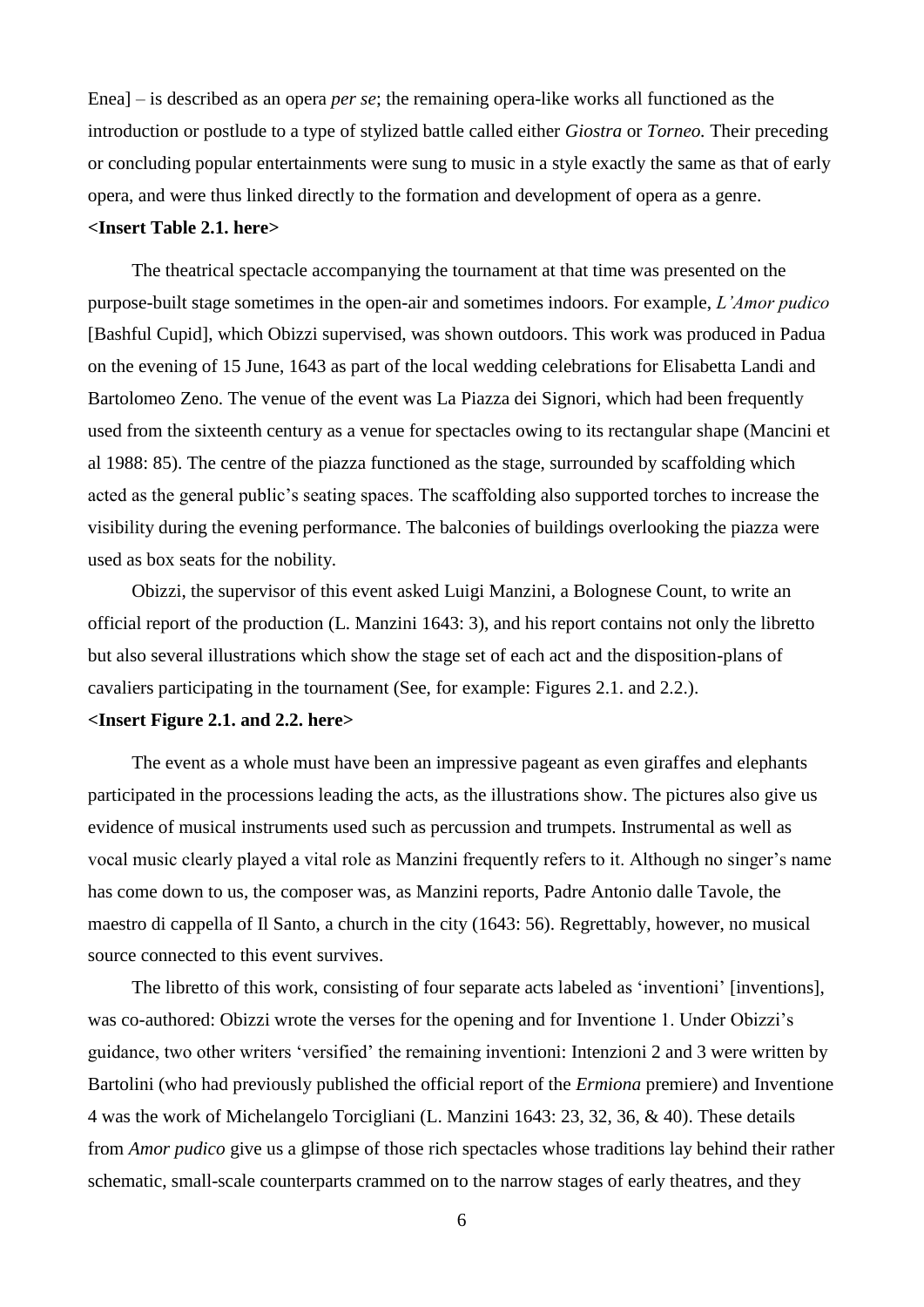Enea] – is described as an opera *per se*; the remaining opera-like works all functioned as the introduction or postlude to a type of stylized battle called either *Giostra* or *Torneo.* Their preceding or concluding popular entertainments were sung to music in a style exactly the same as that of early opera, and were thus linked directly to the formation and development of opera as a genre.

**<Insert Table 2.1. here>**

The theatrical spectacle accompanying the tournament at that time was presented on the purpose-built stage sometimes in the open-air and sometimes indoors. For example, *L'Amor pudico* [Bashful Cupid], which Obizzi supervised, was shown outdoors. This work was produced in Padua on the evening of 15 June, 1643 as part of the local wedding celebrations for Elisabetta Landi and Bartolomeo Zeno. The venue of the event was La Piazza dei Signori, which had been frequently used from the sixteenth century as a venue for spectacles owing to its rectangular shape (Mancini et al 1988: 85). The centre of the piazza functioned as the stage, surrounded by scaffolding which acted as the general public's seating spaces. The scaffolding also supported torches to increase the visibility during the evening performance. The balconies of buildings overlooking the piazza were used as box seats for the nobility.

Obizzi, the supervisor of this event asked Luigi Manzini, a Bolognese Count, to write an official report of the production (L. Manzini 1643: 3), and his report contains not only the libretto but also several illustrations which show the stage set of each act and the disposition-plans of cavaliers participating in the tournament (See, for example: Figures 2.1. and 2.2.).

**<Insert Figure 2.1. and 2.2. here>**

The event as a whole must have been an impressive pageant as even giraffes and elephants participated in the processions leading the acts, as the illustrations show. The pictures also give us evidence of musical instruments used such as percussion and trumpets. Instrumental as well as vocal music clearly played a vital role as Manzini frequently refers to it. Although no singer's name has come down to us, the composer was, as Manzini reports, Padre Antonio dalle Tavole, the maestro di cappella of Il Santo, a church in the city (1643: 56). Regrettably, however, no musical source connected to this event survives.

The libretto of this work, consisting of four separate acts labeled as 'inventioni' [inventions], was co-authored: Obizzi wrote the verses for the opening and for Inventione 1. Under Obizzi's guidance, two other writers 'versified' the remaining inventioni: Intenzioni 2 and 3 were written by Bartolini (who had previously published the official report of the *Ermiona* premiere) and Inventione 4 was the work of Michelangelo Torcigliani (L. Manzini 1643: 23, 32, 36, & 40). These details from *Amor pudico* give us a glimpse of those rich spectacles whose traditions lay behind their rather schematic, small-scale counterparts crammed on to the narrow stages of early theatres, and they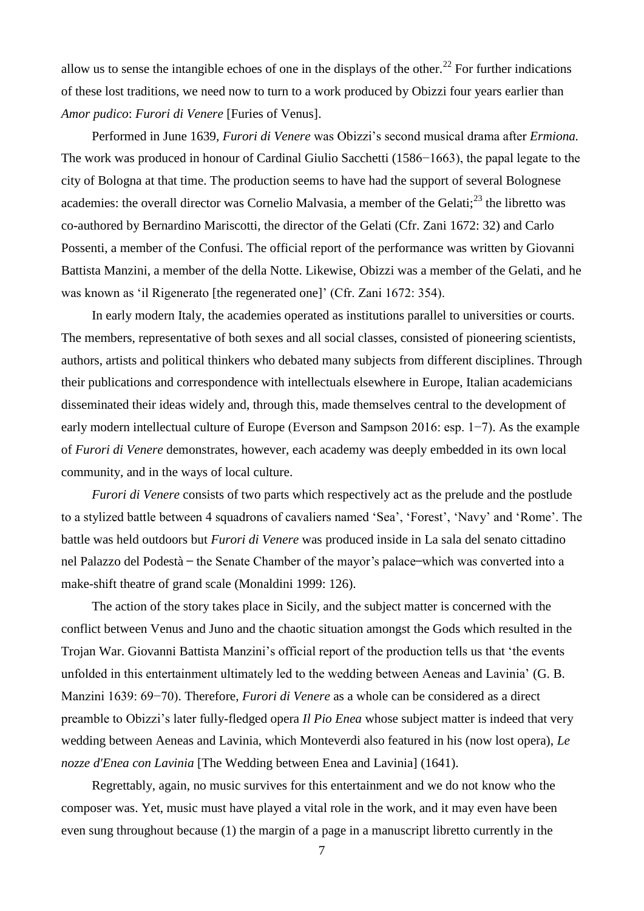allow us to sense the intangible echoes of one in the displays of the other.[22] For further indications of these lost traditions, we need now to turn to a work produced by Obizzi four years earlier than *Amor pudico*: *Furori di Venere* [Furies of Venus].

Performed in June 1639, *Furori di Venere* was Obizzi's second musical drama after *Ermiona.* The work was produced in honour of Cardinal Giulio Sacchetti (1586−1663), the papal legate to the city of Bologna at that time. The production seems to have had the support of several Bolognese academies: the overall director was Cornelio Malvasia, a member of the Gelati;[23] the libretto was co-authored by Bernardino Mariscotti, the director of the Gelati (Cfr. Zani 1672: 32) and Carlo Possenti, a member of the Confusi. The official report of the performance was written by Giovanni Battista Manzini, a member of the della Notte. Likewise, Obizzi was a member of the Gelati, and he was known as 'il Rigenerato [the regenerated one]' (Cfr. Zani 1672: 354).

In early modern Italy, the academies operated as institutions parallel to universities or courts. The members, representative of both sexes and all social classes, consisted of pioneering scientists, authors, artists and political thinkers who debated many subjects from different disciplines. Through their publications and correspondence with intellectuals elsewhere in Europe, Italian academicians disseminated their ideas widely and, through this, made themselves central to the development of early modern intellectual culture of Europe (Everson and Sampson 2016: esp. 1−7). As the example of *Furori di Venere* demonstrates, however, each academy was deeply embedded in its own local community, and in the ways of local culture.

*Furori di Venere* consists of two parts which respectively act as the prelude and the postlude to a stylized battle between 4 squadrons of cavaliers named 'Sea', 'Forest', 'Navy' and 'Rome'. The battle was held outdoors but *Furori di Venere* was produced inside in La sala del senato cittadino nel Palazzo del Podestà − the Senate Chamber of the mayor's palace−which was converted into a make-shift theatre of grand scale (Monaldini 1999: 126).

The action of the story takes place in Sicily, and the subject matter is concerned with the conflict between Venus and Juno and the chaotic situation amongst the Gods which resulted in the Trojan War. Giovanni Battista Manzini's official report of the production tells us that 'the events unfolded in this entertainment ultimately led to the wedding between Aeneas and Lavinia' (G. B. Manzini 1639: 69−70). Therefore, *Furori di Venere* as a whole can be considered as a direct preamble to Obizzi's later fully-fledged opera *Il Pio Enea* whose subject matter is indeed that very wedding between Aeneas and Lavinia, which Monteverdi also featured in his (now lost opera), *Le nozze d'Enea con Lavinia* [The Wedding between Enea and Lavinia] (1641).

Regrettably, again, no music survives for this entertainment and we do not know who the composer was. Yet, music must have played a vital role in the work, and it may even have been even sung throughout because (1) the margin of a page in a manuscript libretto currently in the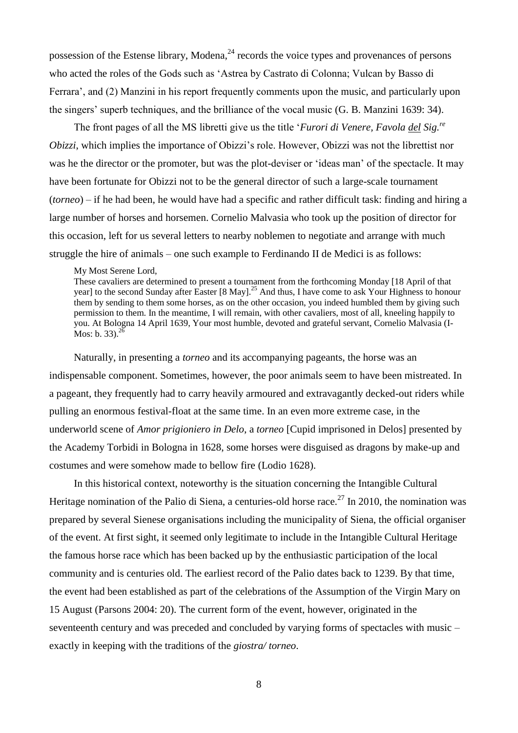possession of the Estense library, Modena,[24] records the voice types and provenances of persons who acted the roles of the Gods such as 'Astrea by Castrato di Colonna; Vulcan by Basso di Ferrara', and (2) Manzini in his report frequently comments upon the music, and particularly upon the singers' superb techniques, and the brilliance of the vocal music (G. B. Manzini 1639: 34).

The front pages of all the MS libretti give us the title '*Furori di Venere, Favola del Sig.re Obizzi*, which implies the importance of Obizzi's role. However, Obizzi was not the librettist nor was he the director or the promoter, but was the plot-deviser or 'ideas man' of the spectacle. It may have been fortunate for Obizzi not to be the general director of such a large-scale tournament (*torneo*) – if he had been, he would have had a specific and rather difficult task: finding and hiring a large number of horses and horsemen. Cornelio Malvasia who took up the position of director for this occasion, left for us several letters to nearby noblemen to negotiate and arrange with much struggle the hire of animals – one such example to Ferdinando II de Medici is as follows:

> My Most Serene Lord,
> These cavaliers are determined to present a tournament from the forthcoming Monday [18 April of that year] to the second Sunday after Easter [8 May].[25] And thus, I have come to ask Your Highness to honour them by sending to them some horses, as on the other occasion, you indeed humbled them by giving such permission to them. In the meantime, I will remain, with other cavaliers, most of all, kneeling happily to you. At Bologna 14 April 1639, Your most humble, devoted and grateful servant, Cornelio Malvasia (I-Mos: b. 33).[26]

Naturally, in presenting a *torneo* and its accompanying pageants, the horse was an indispensable component. Sometimes, however, the poor animals seem to have been mistreated. In a pageant, they frequently had to carry heavily armoured and extravagantly decked-out riders while pulling an enormous festival-float at the same time. In an even more extreme case, in the underworld scene of *Amor prigioniero in Delo*, a *torneo* [Cupid imprisoned in Delos] presented by the Academy Torbidi in Bologna in 1628, some horses were disguised as dragons by make-up and costumes and were somehow made to bellow fire (Lodio 1628).

In this historical context, noteworthy is the situation concerning the Intangible Cultural Heritage nomination of the Palio di Siena, a centuries-old horse race.[27] In 2010, the nomination was prepared by several Sienese organisations including the municipality of Siena, the official organiser of the event. At first sight, it seemed only legitimate to include in the Intangible Cultural Heritage the famous horse race which has been backed up by the enthusiastic participation of the local community and is centuries old. The earliest record of the Palio dates back to 1239. By that time, the event had been established as part of the celebrations of the Assumption of the Virgin Mary on 15 August (Parsons 2004: 20). The current form of the event, however, originated in the seventeenth century and was preceded and concluded by varying forms of spectacles with music – exactly in keeping with the traditions of the *giostra/ torneo*.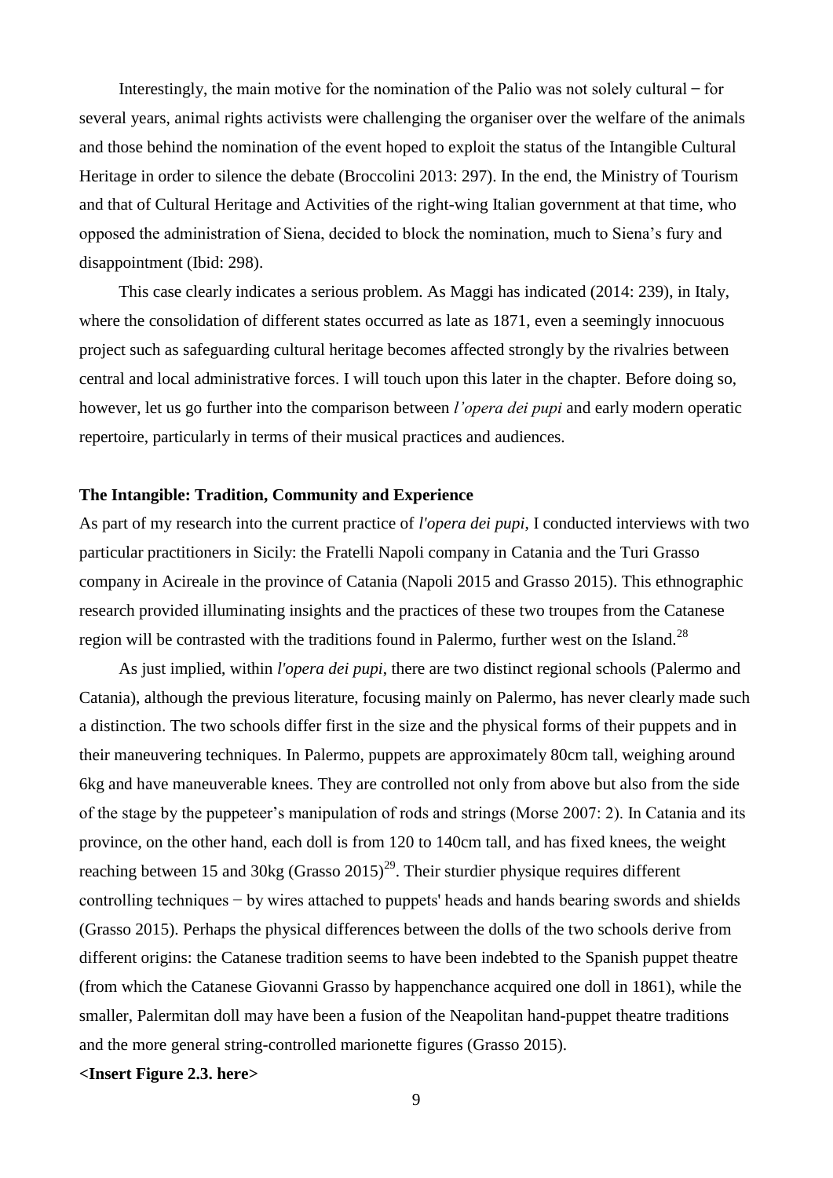Interestingly, the main motive for the nomination of the Palio was not solely cultural – for several years, animal rights activists were challenging the organiser over the welfare of the animals and those behind the nomination of the event hoped to exploit the status of the Intangible Cultural Heritage in order to silence the debate (Broccolini 2013: 297). In the end, the Ministry of Tourism and that of Cultural Heritage and Activities of the right-wing Italian government at that time, who opposed the administration of Siena, decided to block the nomination, much to Siena's fury and disappointment (Ibid: 298).

This case clearly indicates a serious problem. As Maggi has indicated (2014: 239), in Italy, where the consolidation of different states occurred as late as 1871, even a seemingly innocuous project such as safeguarding cultural heritage becomes affected strongly by the rivalries between central and local administrative forces. I will touch upon this later in the chapter. Before doing so, however, let us go further into the comparison between *l'opera dei pupi* and early modern operatic repertoire, particularly in terms of their musical practices and audiences.

**The Intangible: Tradition, Community and Experience**

As part of my research into the current practice of *l'opera dei pupi*, I conducted interviews with two particular practitioners in Sicily: the Fratelli Napoli company in Catania and the Turi Grasso company in Acireale in the province of Catania (Napoli 2015 and Grasso 2015). This ethnographic research provided illuminating insights and the practices of these two troupes from the Catanese region will be contrasted with the traditions found in Palermo, further west on the Island.[28]

As just implied, within *l'opera dei pupi*, there are two distinct regional schools (Palermo and Catania), although the previous literature, focusing mainly on Palermo, has never clearly made such a distinction. The two schools differ first in the size and the physical forms of their puppets and in their maneuvering techniques. In Palermo, puppets are approximately 80cm tall, weighing around 6kg and have maneuverable knees. They are controlled not only from above but also from the side of the stage by the puppeteer's manipulation of rods and strings (Morse 2007: 2). In Catania and its province, on the other hand, each doll is from 120 to 140cm tall, and has fixed knees, the weight reaching between 15 and 30kg (Grasso 2015)[29]. Their sturdier physique requires different controlling techniques − by wires attached to puppets' heads and hands bearing swords and shields (Grasso 2015). Perhaps the physical differences between the dolls of the two schools derive from different origins: the Catanese tradition seems to have been indebted to the Spanish puppet theatre (from which the Catanese Giovanni Grasso by happenchance acquired one doll in 1861), while the smaller, Palermitan doll may have been a fusion of the Neapolitan hand-puppet theatre traditions and the more general string-controlled marionette figures (Grasso 2015).

**<Insert Figure 2.3. here>**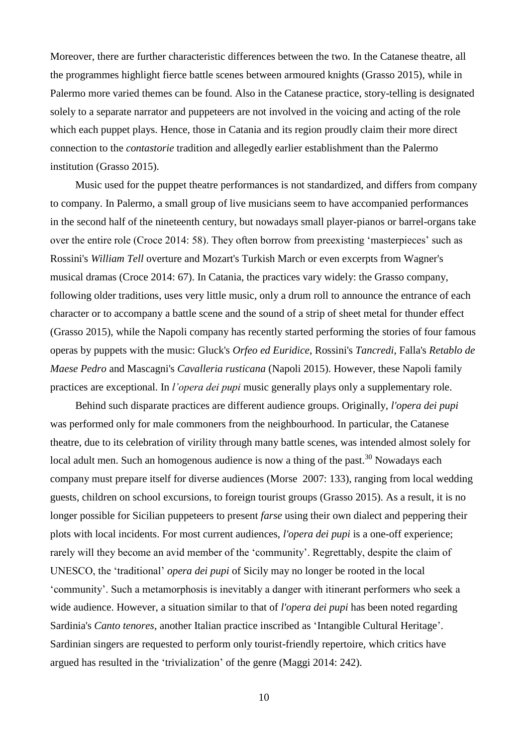Moreover, there are further characteristic differences between the two. In the Catanese theatre, all the programmes highlight fierce battle scenes between armoured knights (Grasso 2015), while in Palermo more varied themes can be found. Also in the Catanese practice, story-telling is designated solely to a separate narrator and puppeteers are not involved in the voicing and acting of the role which each puppet plays. Hence, those in Catania and its region proudly claim their more direct connection to the *contastorie* tradition and allegedly earlier establishment than the Palermo institution (Grasso 2015).

Music used for the puppet theatre performances is not standardized, and differs from company to company. In Palermo, a small group of live musicians seem to have accompanied performances in the second half of the nineteenth century, but nowadays small player-pianos or barrel-organs take over the entire role (Croce 2014: 58). They often borrow from preexisting 'masterpieces' such as Rossini's *William Tell* overture and Mozart's Turkish March or even excerpts from Wagner's musical dramas (Croce 2014: 67). In Catania, the practices vary widely: the Grasso company, following older traditions, uses very little music, only a drum roll to announce the entrance of each character or to accompany a battle scene and the sound of a strip of sheet metal for thunder effect (Grasso 2015), while the Napoli company has recently started performing the stories of four famous operas by puppets with the music: Gluck's *Orfeo ed Euridice*, Rossini's *Tancredi*, Falla's *Retablo de Maese Pedro* and Mascagni's *Cavalleria rusticana* (Napoli 2015). However, these Napoli family practices are exceptional. In *l'opera dei pupi* music generally plays only a supplementary role.

Behind such disparate practices are different audience groups. Originally, *l'opera dei pupi* was performed only for male commoners from the neighbourhood. In particular, the Catanese theatre, due to its celebration of virility through many battle scenes, was intended almost solely for local adult men. Such an homogenous audience is now a thing of the past.[30] Nowadays each company must prepare itself for diverse audiences (Morse 2007: 133), ranging from local wedding guests, children on school excursions, to foreign tourist groups (Grasso 2015). As a result, it is no longer possible for Sicilian puppeteers to present *farse* using their own dialect and peppering their plots with local incidents. For most current audiences, *l'opera dei pupi* is a one-off experience; rarely will they become an avid member of the 'community'. Regrettably, despite the claim of UNESCO, the 'traditional' *opera dei pupi* of Sicily may no longer be rooted in the local 'community'. Such a metamorphosis is inevitably a danger with itinerant performers who seek a wide audience. However, a situation similar to that of *l'opera dei pupi* has been noted regarding Sardinia's *Canto tenores*, another Italian practice inscribed as 'Intangible Cultural Heritage'. Sardinian singers are requested to perform only tourist-friendly repertoire, which critics have argued has resulted in the 'trivialization' of the genre (Maggi 2014: 242).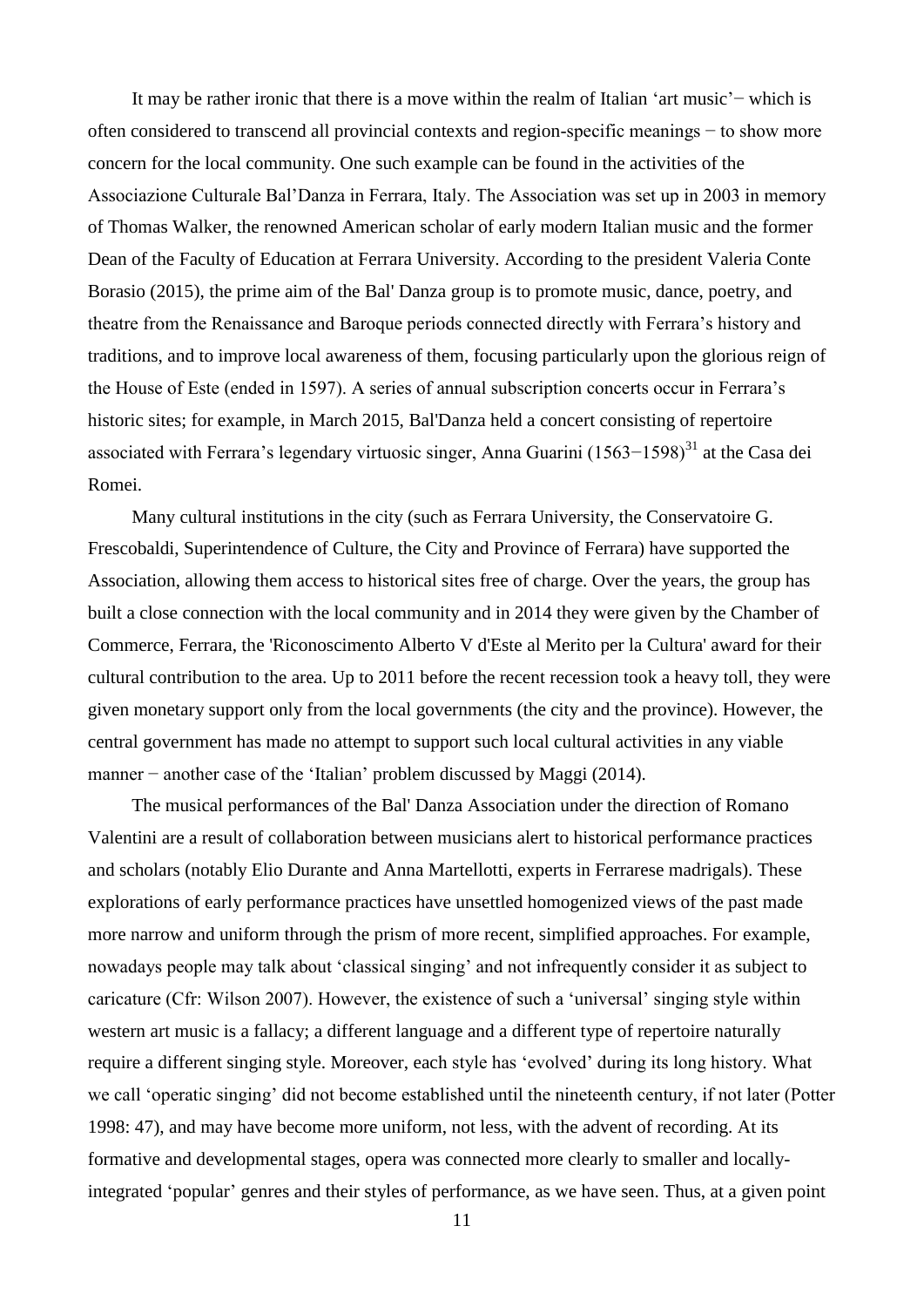It may be rather ironic that there is a move within the realm of Italian 'art music'− which is often considered to transcend all provincial contexts and region-specific meanings − to show more concern for the local community. One such example can be found in the activities of the Associazione Culturale Bal'Danza in Ferrara, Italy. The Association was set up in 2003 in memory of Thomas Walker, the renowned American scholar of early modern Italian music and the former Dean of the Faculty of Education at Ferrara University. According to the president Valeria Conte Borasio (2015), the prime aim of the Bal' Danza group is to promote music, dance, poetry, and theatre from the Renaissance and Baroque periods connected directly with Ferrara's history and traditions, and to improve local awareness of them, focusing particularly upon the glorious reign of the House of Este (ended in 1597). A series of annual subscription concerts occur in Ferrara's historic sites; for example, in March 2015, Bal'Danza held a concert consisting of repertoire associated with Ferrara's legendary virtuosic singer, Anna Guarini (1563−1598)[31] at the Casa dei Romei.

Many cultural institutions in the city (such as Ferrara University, the Conservatoire G. Frescobaldi, Superintendence of Culture, the City and Province of Ferrara) have supported the Association, allowing them access to historical sites free of charge. Over the years, the group has built a close connection with the local community and in 2014 they were given by the Chamber of Commerce, Ferrara, the 'Riconoscimento Alberto V d'Este al Merito per la Cultura' award for their cultural contribution to the area. Up to 2011 before the recent recession took a heavy toll, they were given monetary support only from the local governments (the city and the province). However, the central government has made no attempt to support such local cultural activities in any viable manner − another case of the 'Italian' problem discussed by Maggi (2014).

The musical performances of the Bal' Danza Association under the direction of Romano Valentini are a result of collaboration between musicians alert to historical performance practices and scholars (notably Elio Durante and Anna Martellotti, experts in Ferrarese madrigals). These explorations of early performance practices have unsettled homogenized views of the past made more narrow and uniform through the prism of more recent, simplified approaches. For example, nowadays people may talk about 'classical singing' and not infrequently consider it as subject to caricature (Cfr: Wilson 2007). However, the existence of such a 'universal' singing style within western art music is a fallacy; a different language and a different type of repertoire naturally require a different singing style. Moreover, each style has 'evolved' during its long history. What we call 'operatic singing' did not become established until the nineteenth century, if not later (Potter 1998: 47), and may have become more uniform, not less, with the advent of recording. At its formative and developmental stages, opera was connected more clearly to smaller and locally-integrated 'popular' genres and their styles of performance, as we have seen. Thus, at a given point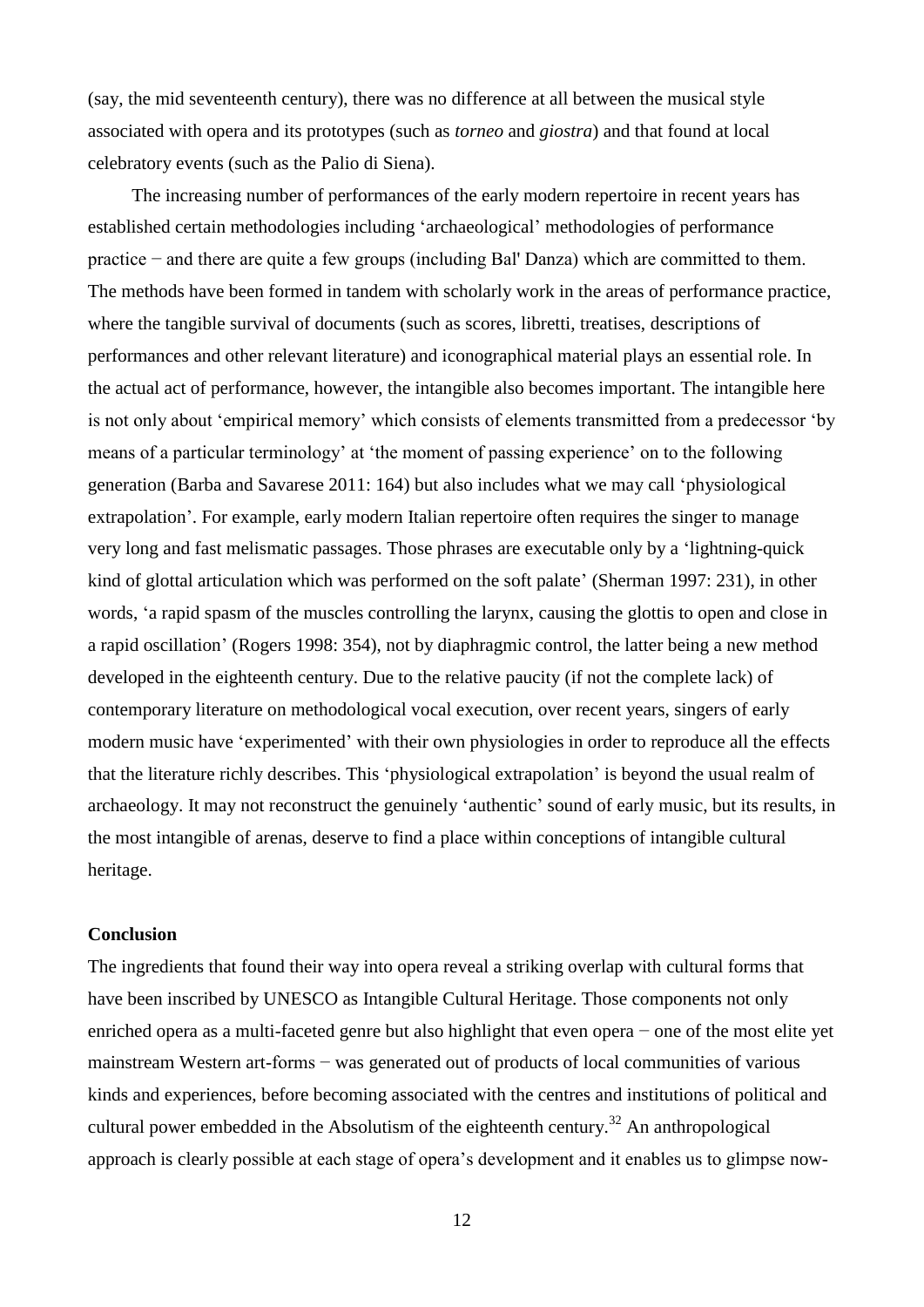(say, the mid seventeenth century), there was no difference at all between the musical style associated with opera and its prototypes (such as *torneo* and *giostra*) and that found at local celebratory events (such as the Palio di Siena).

The increasing number of performances of the early modern repertoire in recent years has established certain methodologies including 'archaeological' methodologies of performance practice − and there are quite a few groups (including Bal' Danza) which are committed to them. The methods have been formed in tandem with scholarly work in the areas of performance practice, where the tangible survival of documents (such as scores, libretti, treatises, descriptions of performances and other relevant literature) and iconographical material plays an essential role. In the actual act of performance, however, the intangible also becomes important. The intangible here is not only about 'empirical memory' which consists of elements transmitted from a predecessor 'by means of a particular terminology' at 'the moment of passing experience' on to the following generation (Barba and Savarese 2011: 164) but also includes what we may call 'physiological extrapolation'. For example, early modern Italian repertoire often requires the singer to manage very long and fast melismatic passages. Those phrases are executable only by a 'lightning-quick kind of glottal articulation which was performed on the soft palate' (Sherman 1997: 231), in other words, 'a rapid spasm of the muscles controlling the larynx, causing the glottis to open and close in a rapid oscillation' (Rogers 1998: 354), not by diaphragmic control, the latter being a new method developed in the eighteenth century. Due to the relative paucity (if not the complete lack) of contemporary literature on methodological vocal execution, over recent years, singers of early modern music have 'experimented' with their own physiologies in order to reproduce all the effects that the literature richly describes. This 'physiological extrapolation' is beyond the usual realm of archaeology. It may not reconstruct the genuinely 'authentic' sound of early music, but its results, in the most intangible of arenas, deserve to find a place within conceptions of intangible cultural heritage.

## Conclusion

The ingredients that found their way into opera reveal a striking overlap with cultural forms that have been inscribed by UNESCO as Intangible Cultural Heritage. Those components not only enriched opera as a multi-faceted genre but also highlight that even opera − one of the most elite yet mainstream Western art-forms − was generated out of products of local communities of various kinds and experiences, before becoming associated with the centres and institutions of political and cultural power embedded in the Absolutism of the eighteenth century.[32] An anthropological approach is clearly possible at each stage of opera's development and it enables us to glimpse now-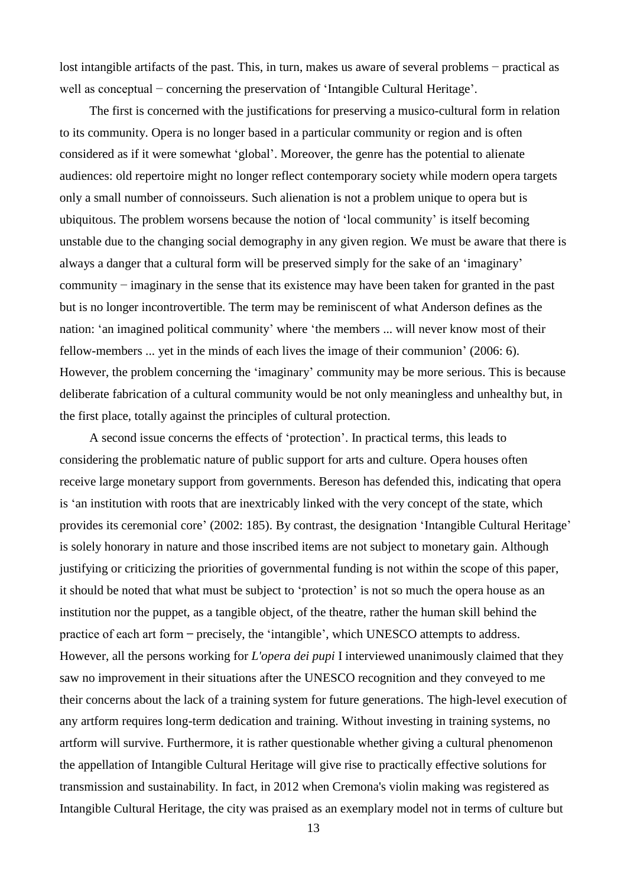lost intangible artifacts of the past. This, in turn, makes us aware of several problems − practical as well as conceptual − concerning the preservation of 'Intangible Cultural Heritage'.

The first is concerned with the justifications for preserving a musico-cultural form in relation to its community. Opera is no longer based in a particular community or region and is often considered as if it were somewhat 'global'. Moreover, the genre has the potential to alienate audiences: old repertoire might no longer reflect contemporary society while modern opera targets only a small number of connoisseurs. Such alienation is not a problem unique to opera but is ubiquitous. The problem worsens because the notion of 'local community' is itself becoming unstable due to the changing social demography in any given region. We must be aware that there is always a danger that a cultural form will be preserved simply for the sake of an 'imaginary' community − imaginary in the sense that its existence may have been taken for granted in the past but is no longer incontrovertible. The term may be reminiscent of what Anderson defines as the nation: 'an imagined political community' where 'the members ... will never know most of their fellow-members ... yet in the minds of each lives the image of their communion' (2006: 6). However, the problem concerning the 'imaginary' community may be more serious. This is because deliberate fabrication of a cultural community would be not only meaningless and unhealthy but, in the first place, totally against the principles of cultural protection.

A second issue concerns the effects of 'protection'. In practical terms, this leads to considering the problematic nature of public support for arts and culture. Opera houses often receive large monetary support from governments. Bereson has defended this, indicating that opera is 'an institution with roots that are inextricably linked with the very concept of the state, which provides its ceremonial core' (2002: 185). By contrast, the designation 'Intangible Cultural Heritage' is solely honorary in nature and those inscribed items are not subject to monetary gain. Although justifying or criticizing the priorities of governmental funding is not within the scope of this paper, it should be noted that what must be subject to 'protection' is not so much the opera house as an institution nor the puppet, as a tangible object, of the theatre, rather the human skill behind the practice of each art form ‒ precisely, the 'intangible', which UNESCO attempts to address. However, all the persons working for *L'opera dei pupi* I interviewed unanimously claimed that they saw no improvement in their situations after the UNESCO recognition and they conveyed to me their concerns about the lack of a training system for future generations. The high-level execution of any artform requires long-term dedication and training. Without investing in training systems, no artform will survive. Furthermore, it is rather questionable whether giving a cultural phenomenon the appellation of Intangible Cultural Heritage will give rise to practically effective solutions for transmission and sustainability. In fact, in 2012 when Cremona's violin making was registered as Intangible Cultural Heritage, the city was praised as an exemplary model not in terms of culture but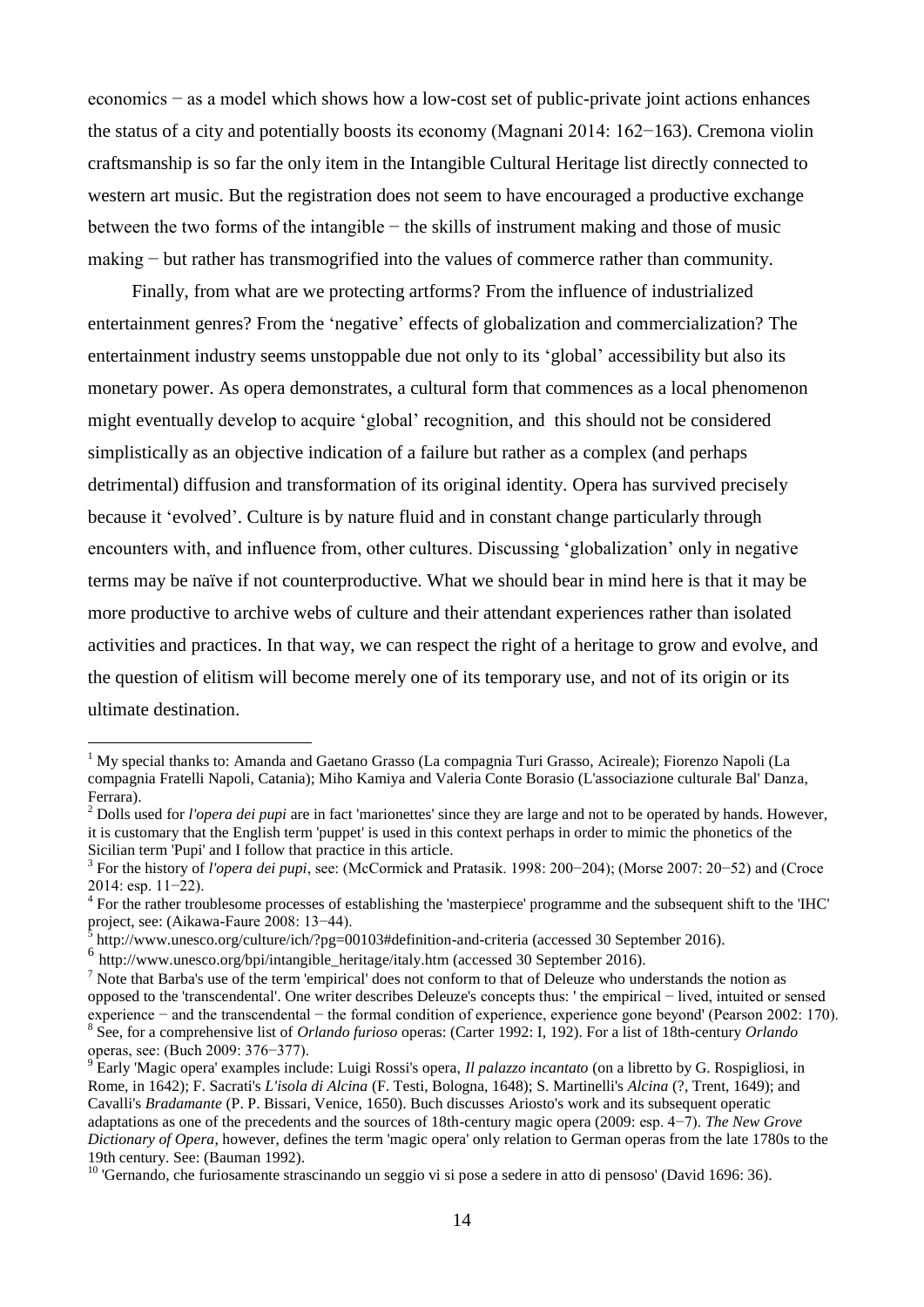economics − as a model which shows how a low-cost set of public-private joint actions enhances the status of a city and potentially boosts its economy (Magnani 2014: 162−163). Cremona violin craftsmanship is so far the only item in the Intangible Cultural Heritage list directly connected to western art music. But the registration does not seem to have encouraged a productive exchange between the two forms of the intangible − the skills of instrument making and those of music making − but rather has transmogrified into the values of commerce rather than community.

Finally, from what are we protecting artforms? From the influence of industrialized entertainment genres? From the 'negative' effects of globalization and commercialization? The entertainment industry seems unstoppable due not only to its 'global' accessibility but also its monetary power. As opera demonstrates, a cultural form that commences as a local phenomenon might eventually develop to acquire 'global' recognition, and this should not be considered simplistically as an objective indication of a failure but rather as a complex (and perhaps detrimental) diffusion and transformation of its original identity. Opera has survived precisely because it 'evolved'. Culture is by nature fluid and in constant change particularly through encounters with, and influence from, other cultures. Discussing 'globalization' only in negative terms may be naïve if not counterproductive. What we should bear in mind here is that it may be more productive to archive webs of culture and their attendant experiences rather than isolated activities and practices. In that way, we can respect the right of a heritage to grow and evolve, and the question of elitism will become merely one of its temporary use, and not of its origin or its ultimate destination.

---

[1] My special thanks to: Amanda and Gaetano Grasso (La compagnia Turi Grasso, Acireale); Fiorenzo Napoli (La compagnia Fratelli Napoli, Catania); Miho Kamiya and Valeria Conte Borasio (L'associazione culturale Bal' Danza, Ferrara).

[2] Dolls used for *l'opera dei pupi* are in fact 'marionettes' since they are large and not to be operated by hands. However, it is customary that the English term 'puppet' is used in this context perhaps in order to mimic the phonetics of the Sicilian term 'Pupi' and I follow that practice in this article.

[3] For the history of *l'opera dei pupi*, see: (McCormick and Pratasik. 1998: 200−204); (Morse 2007: 20−52) and (Croce 2014: esp. 11−22).

[4] For the rather troublesome processes of establishing the 'masterpiece' programme and the subsequent shift to the 'IHC' project, see: (Aikawa-Faure 2008: 13−44).

[5] http://www.unesco.org/culture/ich/?pg=00103#definition-and-criteria (accessed 30 September 2016).

[6] http://www.unesco.org/bpi/intangible_heritage/italy.htm (accessed 30 September 2016).

[7] Note that Barba's use of the term 'empirical' does not conform to that of Deleuze who understands the notion as opposed to the 'transcendental'. One writer describes Deleuze's concepts thus: ' the empirical − lived, intuited or sensed experience − and the transcendental − the formal condition of experience, experience gone beyond' (Pearson 2002: 170).

[8] See, for a comprehensive list of *Orlando furioso* operas: (Carter 1992: I, 192). For a list of 18th-century *Orlando* operas, see: (Buch 2009: 376−377).

[9] Early 'Magic opera' examples include: Luigi Rossi's opera, *Il palazzo incantato* (on a libretto by G. Rospigliosi, in Rome, in 1642); F. Sacrati's *L'isola di Alcina* (F. Testi, Bologna, 1648); S. Martinelli's *Alcina* (?, Trent, 1649); and Cavalli's *Bradamante* (P. P. Bissari, Venice, 1650). Buch discusses Ariosto's work and its subsequent operatic adaptations as one of the precedents and the sources of 18th-century magic opera (2009: esp. 4−7). *The New Grove Dictionary of Opera*, however, defines the term 'magic opera' only relation to German operas from the late 1780s to the 19th century. See: (Bauman 1992).

[10] 'Gernando, che furiosamente strascinando un seggio vi si pose a sedere in atto di pensoso' (David 1696: 36).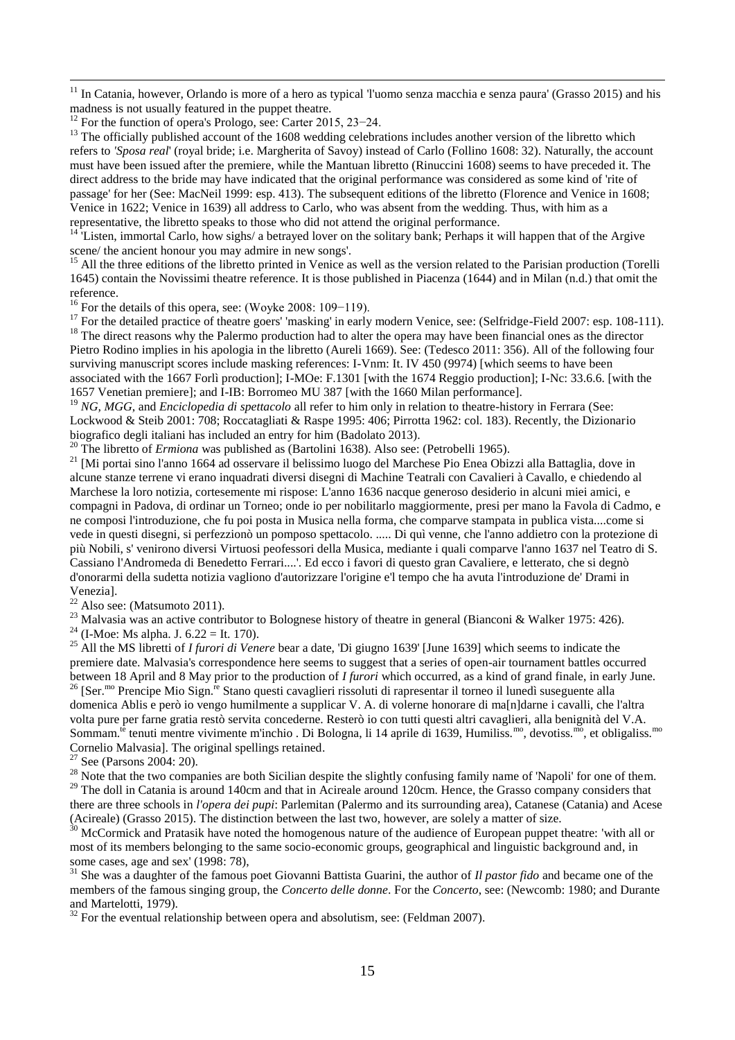[11] In Catania, however, Orlando is more of a hero as typical 'l'uomo senza macchia e senza paura' (Grasso 2015) and his madness is not usually featured in the puppet theatre.

[12] For the function of opera's Prologo, see: Carter 2015, 23−24.

[13] The officially published account of the 1608 wedding celebrations includes another version of the libretto which refers to *'Sposa real'* (royal bride; i.e. Margherita of Savoy) instead of Carlo (Follino 1608: 32). Naturally, the account must have been issued after the premiere, while the Mantuan libretto (Rinuccini 1608) seems to have preceded it. The direct address to the bride may have indicated that the original performance was considered as some kind of 'rite of passage' for her (See: MacNeil 1999: esp. 413). The subsequent editions of the libretto (Florence and Venice in 1608; Venice in 1622; Venice in 1639) all address to Carlo, who was absent from the wedding. Thus, with him as a representative, the libretto speaks to those who did not attend the original performance.

[14] 'Listen, immortal Carlo, how sighs/ a betrayed lover on the solitary bank; Perhaps it will happen that of the Argive scene/ the ancient honour you may admire in new songs'.

[15] All the three editions of the libretto printed in Venice as well as the version related to the Parisian production (Torelli 1645) contain the Novissimi theatre reference. It is those published in Piacenza (1644) and in Milan (n.d.) that omit the reference.

[16] For the details of this opera, see: (Woyke 2008: 109−119).

[17] For the detailed practice of theatre goers' 'masking' in early modern Venice, see: (Selfridge-Field 2007: esp. 108-111).

[18] The direct reasons why the Palermo production had to alter the opera may have been financial ones as the director Pietro Rodino implies in his apologia in the libretto (Aureli 1669). See: (Tedesco 2011: 356). All of the following four surviving manuscript scores include masking references: I-Vnm: It. IV 450 (9974) [which seems to have been associated with the 1667 Forlì production]; I-MOe: F.1301 [with the 1674 Reggio production]; I-Nc: 33.6.6. [with the 1657 Venetian premiere]; and I-IB: Borromeo MU 387 [with the 1660 Milan performance].

[19] *NG, MGG*, and *Enciclopedia di spettacolo* all refer to him only in relation to theatre-history in Ferrara (See: Lockwood & Steib 2001: 708; Roccatagliati & Raspe 1995: 406; Pirrotta 1962: col. 183). Recently, the Dizionario biografico degli italiani has included an entry for him (Badolato 2013).

[20] The libretto of *Ermiona* was published as (Bartolini 1638). Also see: (Petrobelli 1965).

[21] [Mi portai sino l'anno 1664 ad osservare il belissimo luogo del Marchese Pio Enea Obizzi alla Battaglia, dove in alcune stanze terrene vi erano inquadrati diversi disegni di Machine Teatrali con Cavalieri à Cavallo, e chiedendo al Marchese la loro notizia, cortesemente mi rispose: L'anno 1636 nacque generoso desiderio in alcuni miei amici, e compagni in Padova, di ordinar un Torneo; onde io per nobilitarlo maggiormente, presi per mano la Favola di Cadmo, e ne composi l'introduzione, che fu poi posta in Musica nella forma, che comparve stampata in publica vista....come si vede in questi disegni, si perfezzionò un pomposo spettacolo. ..... Di quì venne, che l'anno addietro con la protezione di più Nobili, s' venirono diversi Virtuosi peofessori della Musica, mediante i quali comparve l'anno 1637 nel Teatro di S. Cassiano l'Andromeda di Benedetto Ferrari....'. Ed ecco i favori di questo gran Cavaliere, e letterato, che si degnò d'onorarmi della sudetta notizia vagliono d'autorizzare l'origine e'l tempo che ha avuta l'introduzione de' Drami in Venezia].

[22] Also see: (Matsumoto 2011).

[23] Malvasia was an active contributor to Bolognese history of theatre in general (Bianconi & Walker 1975: 426).

[24] (I-Moe: Ms alpha. J. 6.22 = It. 170).

[25] All the MS libretti of *I furori di Venere* bear a date, 'Di giugno 1639' [June 1639] which seems to indicate the premiere date. Malvasia's correspondence here seems to suggest that a series of open-air tournament battles occurred between 18 April and 8 May prior to the production of *I furori* which occurred, as a kind of grand finale, in early June.

[26] [Ser.mo Prencipe Mio Sign.re Stano questi cavaglieri rissoluti di rapresentar il torneo il lunedì suseguente alla domenica Ablis e però io vengo humilmente a supplicar V. A. di volerne honorare di ma[n]darne i cavalli, che l'altra volta pure per farne gratia restò servita concederne. Resterò io con tutti questi altri cavaglieri, alla benignità del V.A. Sommam.te tenuti mentre vivimente m'inchio . Di Bologna, li 14 aprile di 1639, Humiliss.mo, devotiss.mo, et obligaliss.mo Cornelio Malvasia]. The original spellings retained.

[27] See (Parsons 2004: 20).

[28] Note that the two companies are both Sicilian despite the slightly confusing family name of 'Napoli' for one of them.

[29] The doll in Catania is around 140cm and that in Acireale around 120cm. Hence, the Grasso company considers that there are three schools in *l'opera dei pupi*: Parlemitan (Palermo and its surrounding area), Catanese (Catania) and Acese (Acireale) (Grasso 2015). The distinction between the last two, however, are solely a matter of size.

[30] McCormick and Pratasik have noted the homogenous nature of the audience of European puppet theatre: 'with all or most of its members belonging to the same socio-economic groups, geographical and linguistic background and, in some cases, age and sex' (1998: 78),

[31] She was a daughter of the famous poet Giovanni Battista Guarini, the author of *Il pastor fido* and became one of the members of the famous singing group, the *Concerto delle donne*. For the *Concerto*, see: (Newcomb: 1980; and Durante and Martelotti, 1979).

[32] For the eventual relationship between opera and absolutism, see: (Feldman 2007).